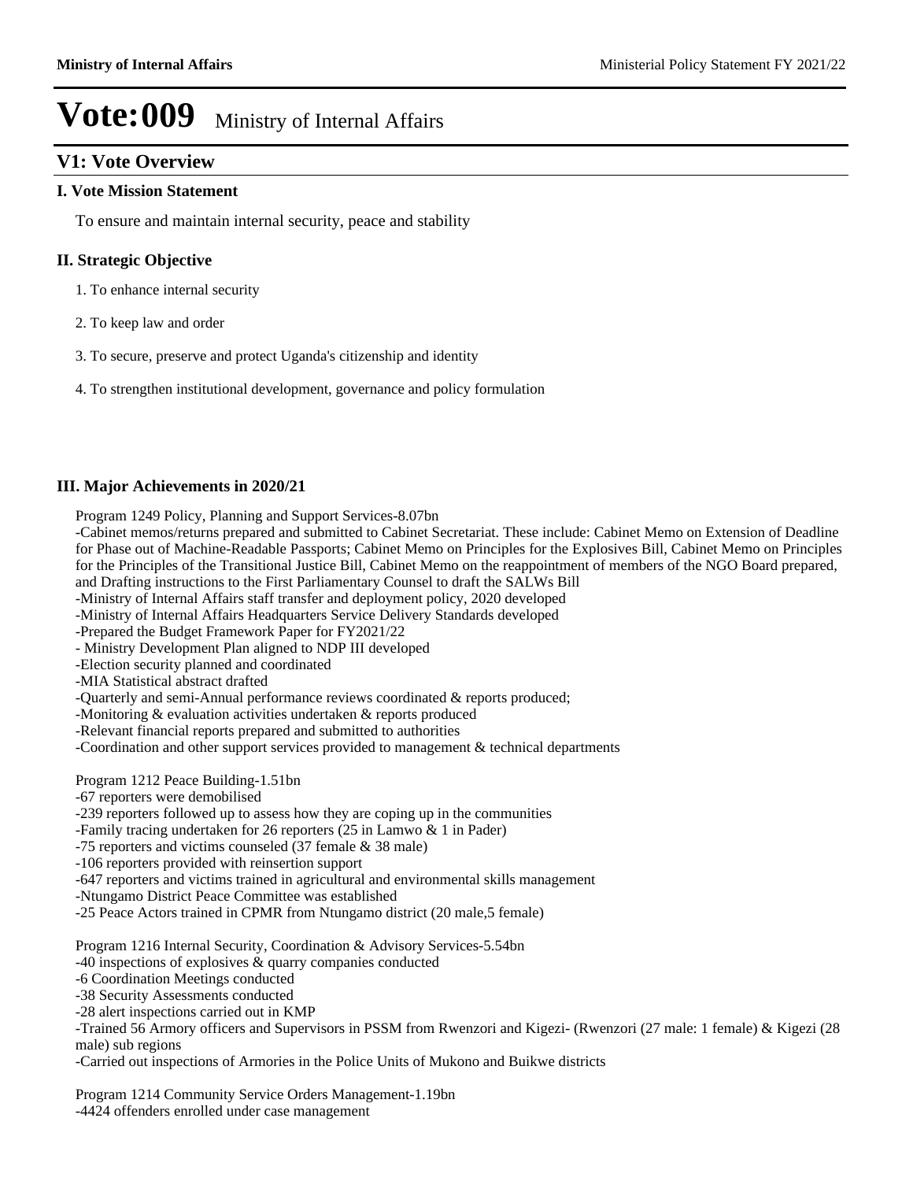# Vote:009 Ministry of Internal Affairs

## V1: Vote Overview

### I. Vote Mission Statement

To ensure and maintain internal security, peace and stability

### II. Strategic Objective

1. To enhance internal security
2. To keep law and order
3. To secure, preserve and protect Uganda's citizenship and identity
4. To strengthen institutional development, governance and policy formulation

### III. Major Achievements in 2020/21

Program 1249 Policy, Planning and Support Services-8.07bn
-Cabinet memos/returns prepared and submitted to Cabinet Secretariat. These include: Cabinet Memo on Extension of Deadline for Phase out of Machine-Readable Passports; Cabinet Memo on Principles for the Explosives Bill, Cabinet Memo on Principles for the Principles of the Transitional Justice Bill, Cabinet Memo on the reappointment of members of the NGO Board prepared, and Drafting instructions to the First Parliamentary Counsel to draft the SALWs Bill
-Ministry of Internal Affairs staff transfer and deployment policy, 2020 developed
-Ministry of Internal Affairs Headquarters Service Delivery Standards developed
-Prepared the Budget Framework Paper for FY2021/22
- Ministry Development Plan aligned to NDP III developed
-Election security planned and coordinated
-MIA Statistical abstract drafted
-Quarterly and semi-Annual performance reviews coordinated & reports produced;
-Monitoring & evaluation activities undertaken & reports produced
-Relevant financial reports prepared and submitted to authorities
-Coordination and other support services provided to management & technical departments

Program 1212 Peace Building-1.51bn
-67 reporters were demobilised
-239 reporters followed up to assess how they are coping up in the communities
-Family tracing undertaken for 26 reporters (25 in Lamwo & 1 in Pader)
-75 reporters and victims counseled (37 female & 38 male)
-106 reporters provided with reinsertion support
-647 reporters and victims trained in agricultural and environmental skills management
-Ntungamo District Peace Committee was established
-25 Peace Actors trained in CPMR from Ntungamo district (20 male,5 female)

Program 1216 Internal Security, Coordination & Advisory Services-5.54bn
-40 inspections of explosives & quarry companies conducted
-6 Coordination Meetings conducted
-38 Security Assessments conducted
-28 alert inspections carried out in KMP
-Trained 56 Armory officers and Supervisors in PSSM from Rwenzori and Kigezi- (Rwenzori (27 male: 1 female) & Kigezi (28 male) sub regions
-Carried out inspections of Armories in the Police Units of Mukono and Buikwe districts

Program 1214 Community Service Orders Management-1.19bn
-4424 offenders enrolled under case management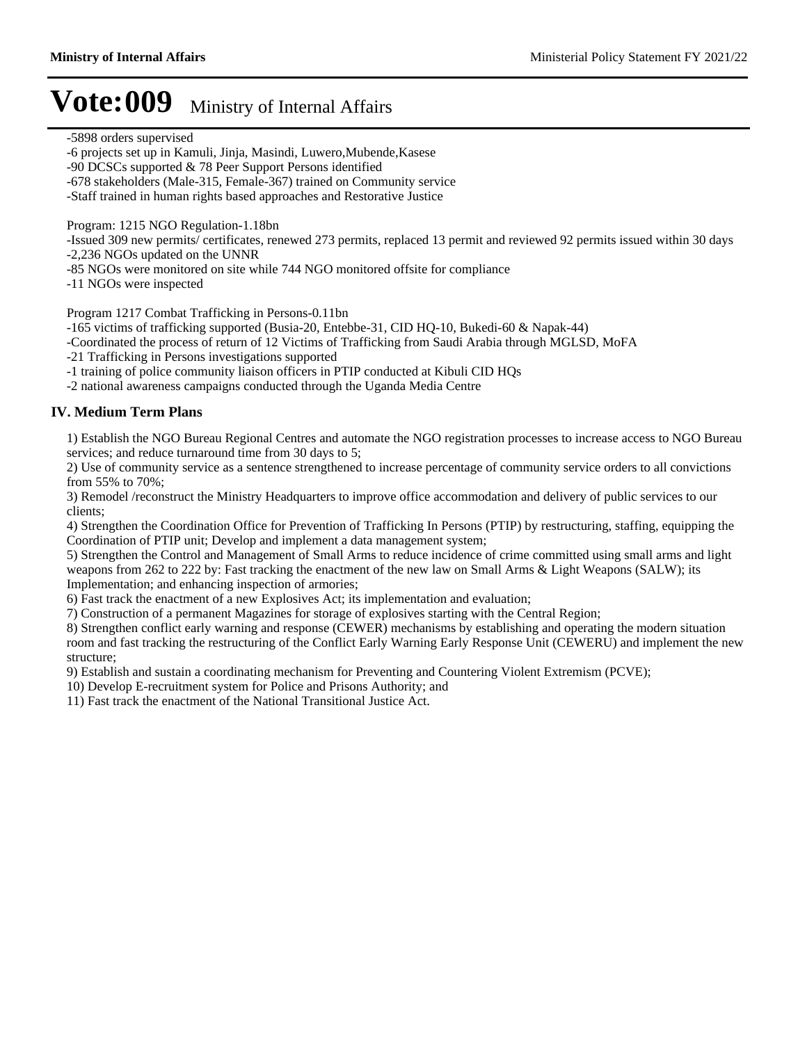# Vote:009 Ministry of Internal Affairs

-5898 orders supervised
-6 projects set up in Kamuli, Jinja, Masindi, Luwero,Mubende,Kasese
-90 DCSCs supported & 78 Peer Support Persons identified
-678 stakeholders (Male-315, Female-367) trained on Community service
-Staff trained in human rights based approaches and Restorative Justice

Program: 1215 NGO Regulation-1.18bn
-Issued 309 new permits/ certificates, renewed 273 permits, replaced 13 permit and reviewed 92 permits issued within 30 days
-2,236 NGOs updated on the UNNR
-85 NGOs were monitored on site while 744 NGO monitored offsite for compliance
-11 NGOs were inspected

Program 1217 Combat Trafficking in Persons-0.11bn
-165 victims of trafficking supported (Busia-20, Entebbe-31, CID HQ-10, Bukedi-60 & Napak-44)
-Coordinated the process of return of 12 Victims of Trafficking from Saudi Arabia through MGLSD, MoFA
-21 Trafficking in Persons investigations supported
-1 training of police community liaison officers in PTIP conducted at Kibuli CID HQs
-2 national awareness campaigns conducted through the Uganda Media Centre

## IV. Medium Term Plans

1) Establish the NGO Bureau Regional Centres and automate the NGO registration processes to increase access to NGO Bureau services; and reduce turnaround time from 30 days to 5;
2) Use of community service as a sentence strengthened to increase percentage of community service orders to all convictions from 55% to 70%;
3) Remodel /reconstruct the Ministry Headquarters to improve office accommodation and delivery of public services to our clients;
4) Strengthen the Coordination Office for Prevention of Trafficking In Persons (PTIP) by restructuring, staffing, equipping the Coordination of PTIP unit; Develop and implement a data management system;
5) Strengthen the Control and Management of Small Arms to reduce incidence of crime committed using small arms and light weapons from 262 to 222 by: Fast tracking the enactment of the new law on Small Arms & Light Weapons (SALW); its Implementation; and enhancing inspection of armories;
6) Fast track the enactment of a new Explosives Act; its implementation and evaluation;
7) Construction of a permanent Magazines for storage of explosives starting with the Central Region;
8) Strengthen conflict early warning and response (CEWER) mechanisms by establishing and operating the modern situation room and fast tracking the restructuring of the Conflict Early Warning Early Response Unit (CEWERU) and implement the new structure;
9) Establish and sustain a coordinating mechanism for Preventing and Countering Violent Extremism (PCVE);
10) Develop E-recruitment system for Police and Prisons Authority; and
11) Fast track the enactment of the National Transitional Justice Act.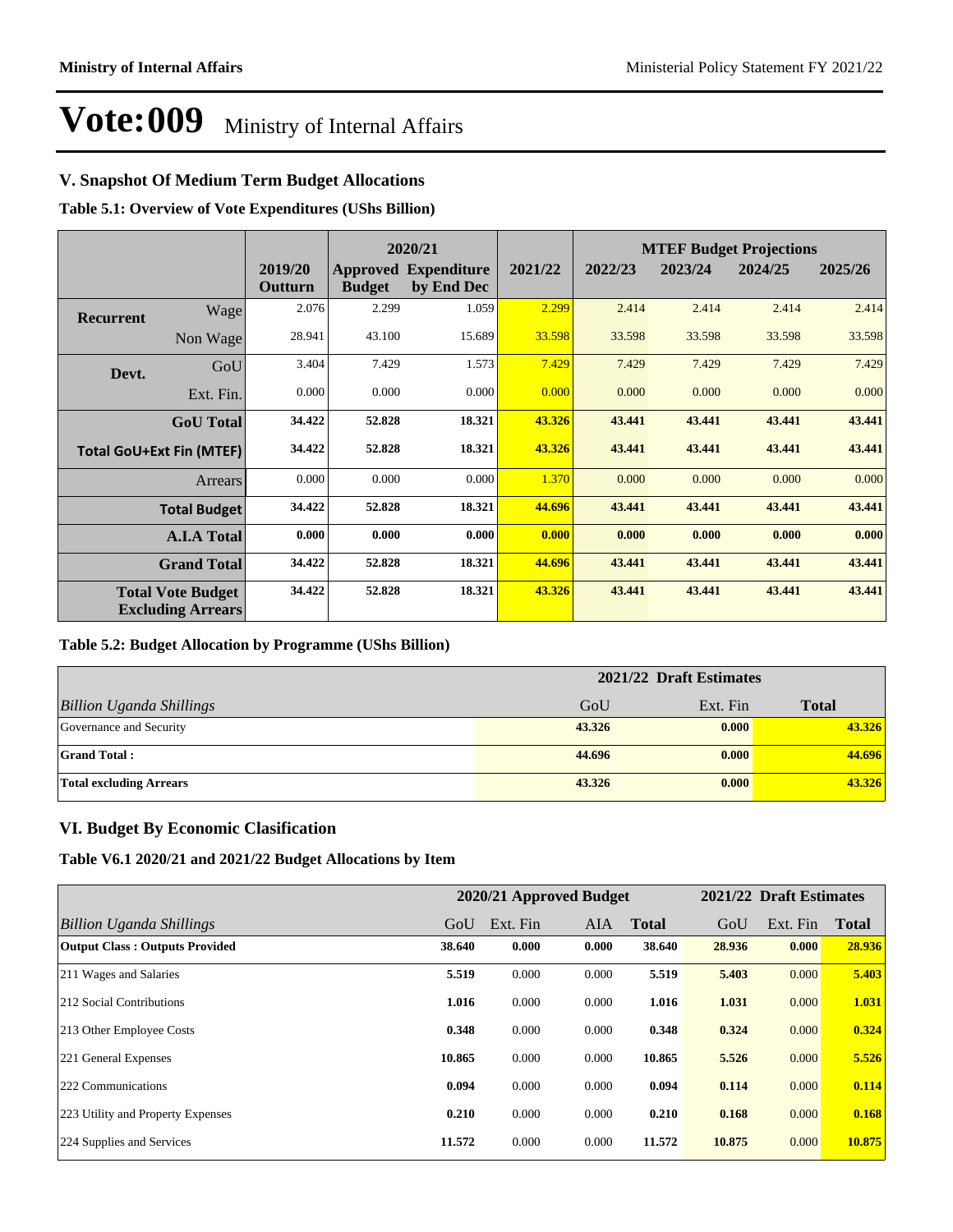# Vote:009 Ministry of Internal Affairs

## V. Snapshot Of Medium Term Budget Allocations

**Table 5.1: Overview of Vote Expenditures (UShs Billion)**

| | | | 2020/21 | | | MTEF Budget Projections | | | |
|---|---|---|---|---|---|---|---|---|---|
| | | 2019/20 Outturn | Approved Budget | Expenditure by End Dec | 2021/22 | 2022/23 | 2023/24 | 2024/25 | 2025/26 |
| **Recurrent** | Wage | 2.076 | 2.299 | 1.059 | 2.299 | 2.414 | 2.414 | 2.414 | 2.414 |
| | Non Wage | 28.941 | 43.100 | 15.689 | 33.598 | 33.598 | 33.598 | 33.598 | 33.598 |
| **Devt.** | GoU | 3.404 | 7.429 | 1.573 | 7.429 | 7.429 | 7.429 | 7.429 | 7.429 |
| | Ext. Fin. | 0.000 | 0.000 | 0.000 | 0.000 | 0.000 | 0.000 | 0.000 | 0.000 |
| | **GoU Total** | **34.422** | **52.828** | **18.321** | **43.326** | **43.441** | **43.441** | **43.441** | **43.441** |
| **Total GoU+Ext Fin (MTEF)** | | **34.422** | **52.828** | **18.321** | **43.326** | **43.441** | **43.441** | **43.441** | **43.441** |
| | Arrears | 0.000 | 0.000 | 0.000 | 1.370 | 0.000 | 0.000 | 0.000 | 0.000 |
| | **Total Budget** | **34.422** | **52.828** | **18.321** | **44.696** | **43.441** | **43.441** | **43.441** | **43.441** |
| | **A.I.A Total** | **0.000** | **0.000** | **0.000** | **0.000** | **0.000** | **0.000** | **0.000** | **0.000** |
| | **Grand Total** | **34.422** | **52.828** | **18.321** | **44.696** | **43.441** | **43.441** | **43.441** | **43.441** |
| | **Total Vote Budget Excluding Arrears** | **34.422** | **52.828** | **18.321** | **43.326** | **43.441** | **43.441** | **43.441** | **43.441** |

**Table 5.2: Budget Allocation by Programme (UShs Billion)**

| | 2021/22 Draft Estimates | | |
|---|---|---|---|
| *Billion Uganda Shillings* | GoU | Ext. Fin | **Total** |
| Governance and Security | **43.326** | **0.000** | **43.326** |
| **Grand Total :** | **44.696** | **0.000** | **44.696** |
| **Total excluding Arrears** | **43.326** | **0.000** | **43.326** |

## VI. Budget By Economic Clasification

**Table V6.1 2020/21 and 2021/22 Budget Allocations by Item**

| | 2020/21 Approved Budget | | | | 2021/22 Draft Estimates | | |
|---|---|---|---|---|---|---|---|
| *Billion Uganda Shillings* | GoU | Ext. Fin | AIA | **Total** | GoU | Ext. Fin | **Total** |
| **Output Class : Outputs Provided** | **38.640** | **0.000** | **0.000** | **38.640** | **28.936** | **0.000** | **28.936** |
| 211 Wages and Salaries | **5.519** | 0.000 | 0.000 | **5.519** | **5.403** | 0.000 | **5.403** |
| 212 Social Contributions | **1.016** | 0.000 | 0.000 | **1.016** | **1.031** | 0.000 | **1.031** |
| 213 Other Employee Costs | **0.348** | 0.000 | 0.000 | **0.348** | **0.324** | 0.000 | **0.324** |
| 221 General Expenses | **10.865** | 0.000 | 0.000 | **10.865** | **5.526** | 0.000 | **5.526** |
| 222 Communications | **0.094** | 0.000 | 0.000 | **0.094** | **0.114** | 0.000 | **0.114** |
| 223 Utility and Property Expenses | **0.210** | 0.000 | 0.000 | **0.210** | **0.168** | 0.000 | **0.168** |
| 224 Supplies and Services | **11.572** | 0.000 | 0.000 | **11.572** | **10.875** | 0.000 | **10.875** |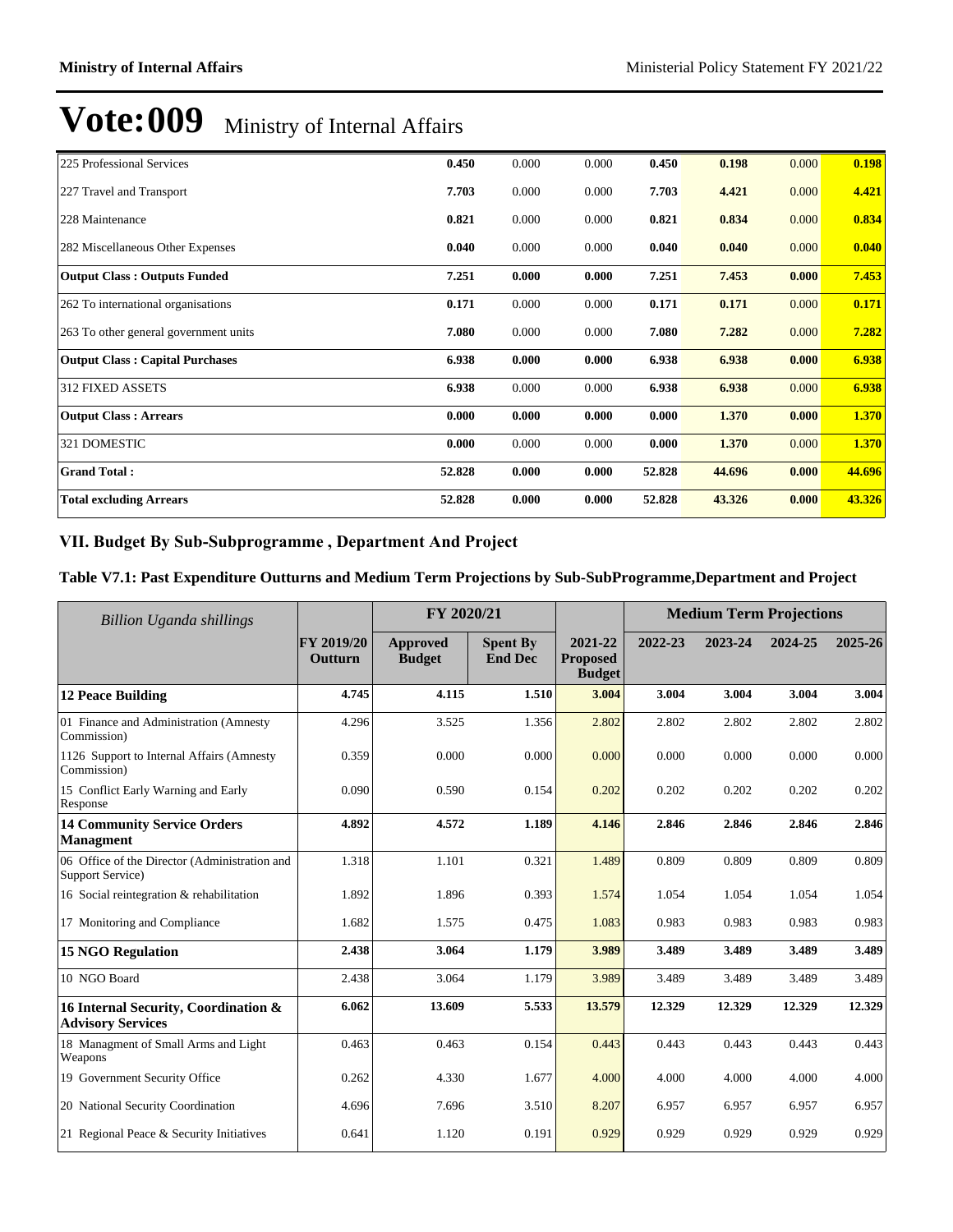# Vote:009 Ministry of Internal Affairs

| | | | | | | | |
|---|---|---|---|---|---|---|---|
| 225 Professional Services | **0.450** | 0.000 | 0.000 | **0.450** | **0.198** | 0.000 | **0.198** |
| 227 Travel and Transport | **7.703** | 0.000 | 0.000 | **7.703** | **4.421** | 0.000 | **4.421** |
| 228 Maintenance | **0.821** | 0.000 | 0.000 | **0.821** | **0.834** | 0.000 | **0.834** |
| 282 Miscellaneous Other Expenses | **0.040** | 0.000 | 0.000 | **0.040** | **0.040** | 0.000 | **0.040** |
| **Output Class : Outputs Funded** | **7.251** | **0.000** | **0.000** | **7.251** | **7.453** | **0.000** | **7.453** |
| 262 To international organisations | **0.171** | 0.000 | 0.000 | **0.171** | **0.171** | 0.000 | **0.171** |
| 263 To other general government units | **7.080** | 0.000 | 0.000 | **7.080** | **7.282** | 0.000 | **7.282** |
| **Output Class : Capital Purchases** | **6.938** | **0.000** | **0.000** | **6.938** | **6.938** | **0.000** | **6.938** |
| 312 FIXED ASSETS | **6.938** | 0.000 | 0.000 | **6.938** | **6.938** | 0.000 | **6.938** |
| **Output Class : Arrears** | **0.000** | **0.000** | **0.000** | **0.000** | **1.370** | **0.000** | **1.370** |
| 321 DOMESTIC | **0.000** | 0.000 | 0.000 | **0.000** | **1.370** | 0.000 | **1.370** |
| **Grand Total :** | **52.828** | **0.000** | **0.000** | **52.828** | **44.696** | **0.000** | **44.696** |
| **Total excluding Arrears** | **52.828** | **0.000** | **0.000** | **52.828** | **43.326** | **0.000** | **43.326** |

## VII. Budget By Sub-Subprogramme , Department And Project

### Table V7.1: Past Expenditure Outturns and Medium Term Projections by Sub-SubProgramme,Department and Project

| *Billion Uganda shillings* | | FY 2020/21 | | | Medium Term Projections | | | |
|---|---|---|---|---|---|---|---|---|
| | **FY 2019/20 Outturn** | **Approved Budget** | **Spent By End Dec** | **2021-22 Proposed Budget** | **2022-23** | **2023-24** | **2024-25** | **2025-26** |
| **12 Peace Building** | **4.745** | **4.115** | **1.510** | **3.004** | **3.004** | **3.004** | **3.004** | **3.004** |
| 01 Finance and Administration (Amnesty Commission) | 4.296 | 3.525 | 1.356 | 2.802 | 2.802 | 2.802 | 2.802 | 2.802 |
| 1126 Support to Internal Affairs (Amnesty Commission) | 0.359 | 0.000 | 0.000 | 0.000 | 0.000 | 0.000 | 0.000 | 0.000 |
| 15 Conflict Early Warning and Early Response | 0.090 | 0.590 | 0.154 | 0.202 | 0.202 | 0.202 | 0.202 | 0.202 |
| **14 Community Service Orders Managment** | **4.892** | **4.572** | **1.189** | **4.146** | **2.846** | **2.846** | **2.846** | **2.846** |
| 06 Office of the Director (Administration and Support Service) | 1.318 | 1.101 | 0.321 | 1.489 | 0.809 | 0.809 | 0.809 | 0.809 |
| 16 Social reintegration & rehabilitation | 1.892 | 1.896 | 0.393 | 1.574 | 1.054 | 1.054 | 1.054 | 1.054 |
| 17 Monitoring and Compliance | 1.682 | 1.575 | 0.475 | 1.083 | 0.983 | 0.983 | 0.983 | 0.983 |
| **15 NGO Regulation** | **2.438** | **3.064** | **1.179** | **3.989** | **3.489** | **3.489** | **3.489** | **3.489** |
| 10 NGO Board | 2.438 | 3.064 | 1.179 | 3.989 | 3.489 | 3.489 | 3.489 | 3.489 |
| **16 Internal Security, Coordination & Advisory Services** | **6.062** | **13.609** | **5.533** | **13.579** | **12.329** | **12.329** | **12.329** | **12.329** |
| 18 Managment of Small Arms and Light Weapons | 0.463 | 0.463 | 0.154 | 0.443 | 0.443 | 0.443 | 0.443 | 0.443 |
| 19 Government Security Office | 0.262 | 4.330 | 1.677 | 4.000 | 4.000 | 4.000 | 4.000 | 4.000 |
| 20 National Security Coordination | 4.696 | 7.696 | 3.510 | 8.207 | 6.957 | 6.957 | 6.957 | 6.957 |
| 21 Regional Peace & Security Initiatives | 0.641 | 1.120 | 0.191 | 0.929 | 0.929 | 0.929 | 0.929 | 0.929 |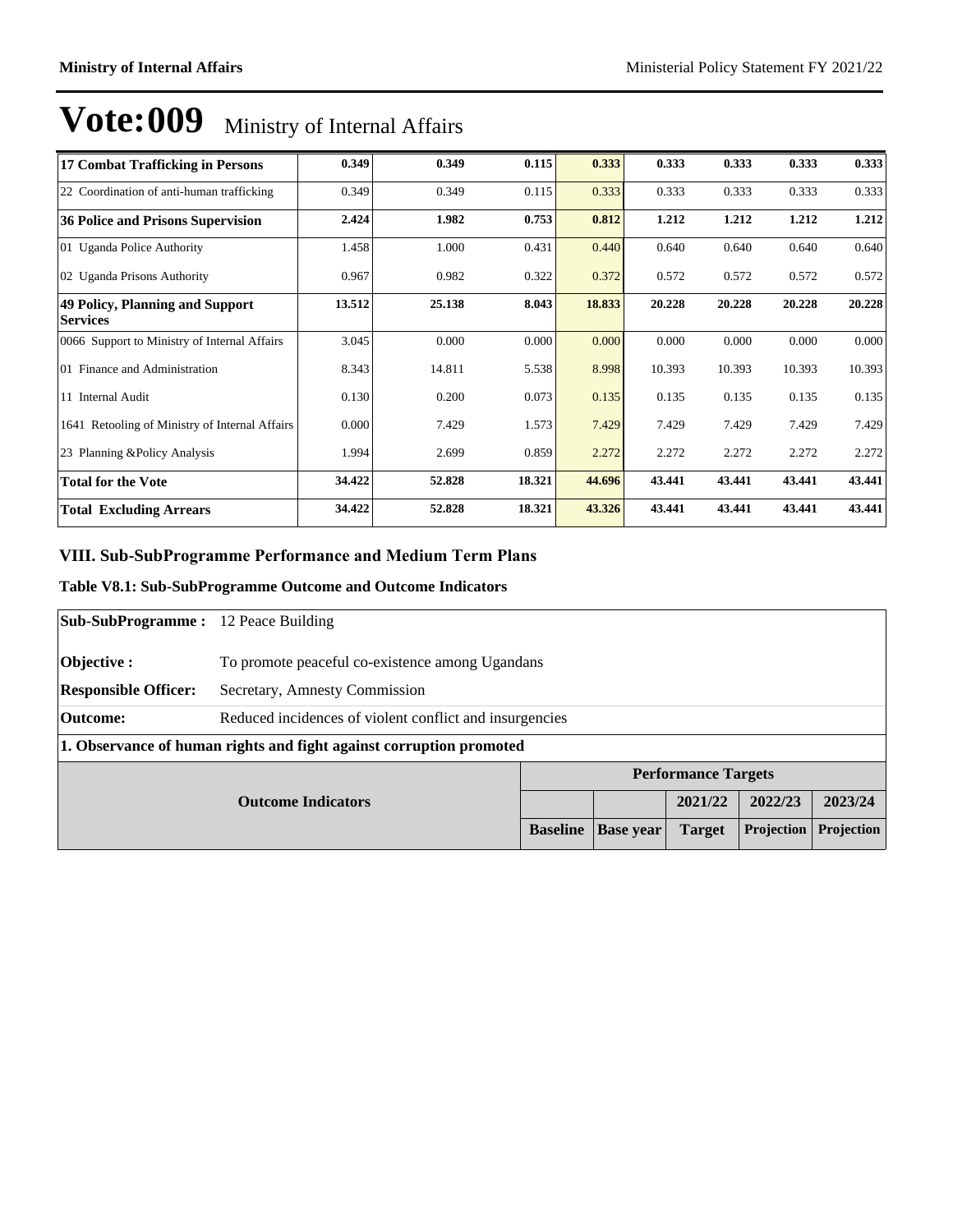# Vote:009 Ministry of Internal Affairs

| | | | | | | | | |
|---|---|---|---|---|---|---|---|---|
| **17 Combat Trafficking in Persons** | **0.349** | **0.349** | **0.115** | **0.333** | **0.333** | **0.333** | **0.333** | **0.333** |
| 22 Coordination of anti-human trafficking | 0.349 | 0.349 | 0.115 | 0.333 | 0.333 | 0.333 | 0.333 | 0.333 |
| **36 Police and Prisons Supervision** | **2.424** | **1.982** | **0.753** | **0.812** | **1.212** | **1.212** | **1.212** | **1.212** |
| 01 Uganda Police Authority | 1.458 | 1.000 | 0.431 | 0.440 | 0.640 | 0.640 | 0.640 | 0.640 |
| 02 Uganda Prisons Authority | 0.967 | 0.982 | 0.322 | 0.372 | 0.572 | 0.572 | 0.572 | 0.572 |
| **49 Policy, Planning and Support Services** | **13.512** | **25.138** | **8.043** | **18.833** | **20.228** | **20.228** | **20.228** | **20.228** |
| 0066 Support to Ministry of Internal Affairs | 3.045 | 0.000 | 0.000 | 0.000 | 0.000 | 0.000 | 0.000 | 0.000 |
| 01 Finance and Administration | 8.343 | 14.811 | 5.538 | 8.998 | 10.393 | 10.393 | 10.393 | 10.393 |
| 11 Internal Audit | 0.130 | 0.200 | 0.073 | 0.135 | 0.135 | 0.135 | 0.135 | 0.135 |
| 1641 Retooling of Ministry of Internal Affairs | 0.000 | 7.429 | 1.573 | 7.429 | 7.429 | 7.429 | 7.429 | 7.429 |
| 23 Planning &Policy Analysis | 1.994 | 2.699 | 0.859 | 2.272 | 2.272 | 2.272 | 2.272 | 2.272 |
| **Total for the Vote** | **34.422** | **52.828** | **18.321** | **44.696** | **43.441** | **43.441** | **43.441** | **43.441** |
| **Total Excluding Arrears** | **34.422** | **52.828** | **18.321** | **43.326** | **43.441** | **43.441** | **43.441** | **43.441** |

## VIII. Sub-SubProgramme Performance and Medium Term Plans

### Table V8.1: Sub-SubProgramme Outcome and Outcome Indicators

**Sub-SubProgramme :** 12 Peace Building

**Objective :** To promote peaceful co-existence among Ugandans

**Responsible Officer:** Secretary, Amnesty Commission

**Outcome:** Reduced incidences of violent conflict and insurgencies

**1. Observance of human rights and fight against corruption promoted**

| Outcome Indicators | Performance Targets | | | | |
|---|---|---|---|---|---|
| | | | 2021/22 | 2022/23 | 2023/24 |
| | **Baseline** | **Base year** | **Target** | **Projection** | **Projection** |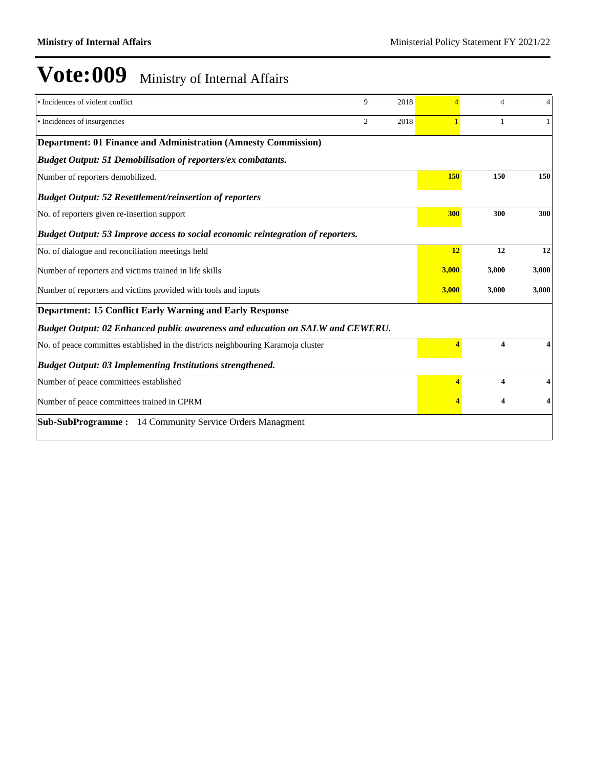# Vote:009 Ministry of Internal Affairs

| | | | | | |
|---|---|---|---|---|---|
| • Incidences of violent conflict | 9 | 2018 | 4 | 4 | 4 |
| • Incidences of insurgencies | 2 | 2018 | 1 | 1 | 1 |
| **Department: 01 Finance and Administration (Amnesty Commission)** | | | | | |
| ***Budget Output: 51 Demobilisation of reporters/ex combatants.*** | | | | | |
| Number of reporters demobilized. | | | **150** | **150** | **150** |
| ***Budget Output: 52 Resettlement/reinsertion of reporters*** | | | | | |
| No. of reporters given re-insertion support | | | **300** | **300** | **300** |
| ***Budget Output: 53 Improve access to social economic reintegration of reporters.*** | | | | | |
| No. of dialogue and reconciliation meetings held | | | **12** | **12** | **12** |
| Number of reporters and victims trained in life skills | | | **3,000** | **3,000** | **3,000** |
| Number of reporters and victims provided with tools and inputs | | | **3,000** | **3,000** | **3,000** |
| **Department: 15 Conflict Early Warning and Early Response** | | | | | |
| ***Budget Output: 02 Enhanced public awareness and education on SALW and CEWERU.*** | | | | | |
| No. of peace committes established in the districts neighbouring Karamoja cluster | | | **4** | **4** | **4** |
| ***Budget Output: 03 Implementing Institutions strengthened.*** | | | | | |
| Number of peace committees established | | | **4** | **4** | **4** |
| Number of peace committees trained in CPRM | | | **4** | **4** | **4** |

**Sub-SubProgramme :** 14 Community Service Orders Managment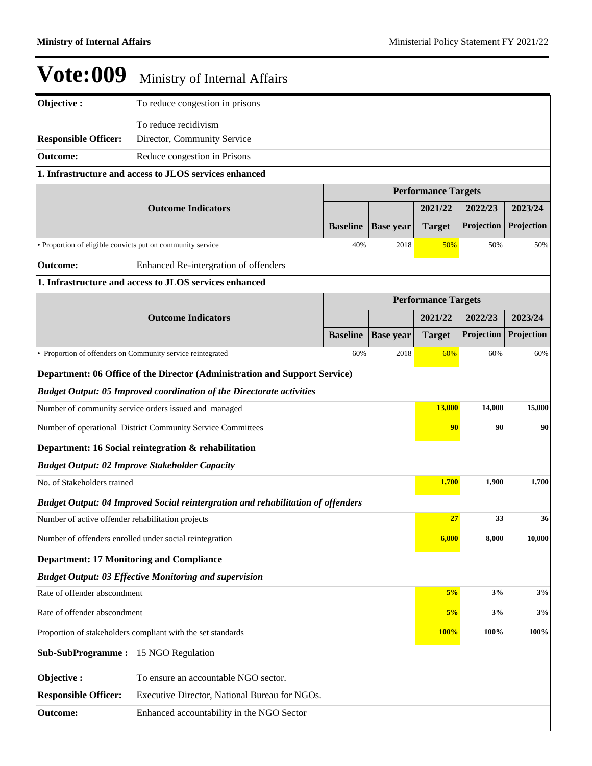# Vote:009 Ministry of Internal Affairs

**Objective :** To reduce congestion in prisons

To reduce recidivism

**Responsible Officer:** Director, Community Service

**Outcome:** Reduce congestion in Prisons

**1. Infrastructure and access to JLOS services enhanced**

| Outcome Indicators | Performance Targets | | | | |
|---|---|---|---|---|---|
| | | | 2021/22 | 2022/23 | 2023/24 |
| | Baseline | Base year | Target | Projection | Projection |
| • Proportion of eligible convicts put on community service | 40% | 2018 | 50% | 50% | 50% |

**Outcome:** Enhanced Re-intergration of offenders

**1. Infrastructure and access to JLOS services enhanced**

| Outcome Indicators | Performance Targets | | | | |
|---|---|---|---|---|---|
| | | | 2021/22 | 2022/23 | 2023/24 |
| | Baseline | Base year | Target | Projection | Projection |
| • Proportion of offenders on Community service reintegrated | 60% | 2018 | 60% | 60% | 60% |

**Department: 06 Office of the Director (Administration and Support Service)**

***Budget Output: 05 Improved coordination of the Directorate activities***

| Indicator | 2021/22 Target | 2022/23 Projection | 2023/24 Projection |
|---|---|---|---|
| Number of community service orders issued and managed | 13,000 | 14,000 | 15,000 |
| Number of operational District Community Service Committees | 90 | 90 | 90 |

**Department: 16 Social reintegration & rehabilitation**

***Budget Output: 02 Improve Stakeholder Capacity***

| Indicator | 2021/22 Target | 2022/23 Projection | 2023/24 Projection |
|---|---|---|---|
| No. of Stakeholders trained | 1,700 | 1,900 | 1,700 |

***Budget Output: 04 Improved Social reintergration and rehabilitation of offenders***

| Indicator | 2021/22 Target | 2022/23 Projection | 2023/24 Projection |
|---|---|---|---|
| Number of active offender rehabilitation projects | 27 | 33 | 36 |
| Number of offenders enrolled under social reintegration | 6,000 | 8,000 | 10,000 |

**Department: 17 Monitoring and Compliance**

***Budget Output: 03 Effective Monitoring and supervision***

| Indicator | 2021/22 Target | 2022/23 Projection | 2023/24 Projection |
|---|---|---|---|
| Rate of offender abscondment | 5% | 3% | 3% |
| Rate of offender abscondment | 5% | 3% | 3% |
| Proportion of stakeholders compliant with the set standards | 100% | 100% | 100% |

**Sub-SubProgramme :** 15 NGO Regulation

**Objective :** To ensure an accountable NGO sector.

**Responsible Officer:** Executive Director, National Bureau for NGOs.

**Outcome:** Enhanced accountability in the NGO Sector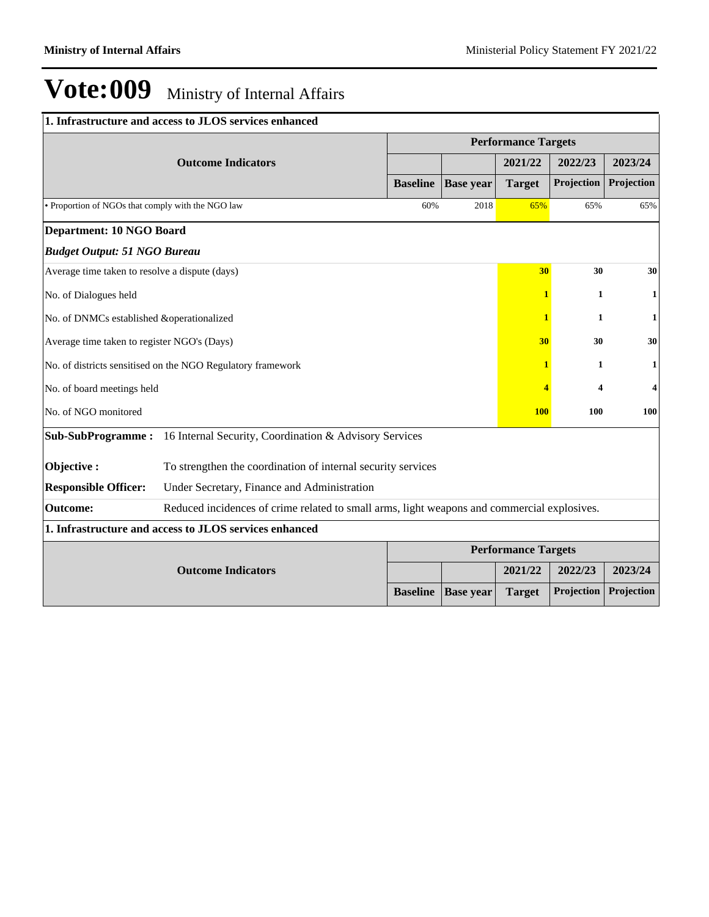# Vote:009 Ministry of Internal Affairs

**1. Infrastructure and access to JLOS services enhanced**

| Outcome Indicators | Performance Targets | | | | |
|---|---|---|---|---|---|
| | | | 2021/22 | 2022/23 | 2023/24 |
| | Baseline | Base year | Target | Projection | Projection |
| • Proportion of NGOs that comply with the NGO law | 60% | 2018 | 65% | 65% | 65% |

**Department: 10 NGO Board**

***Budget Output: 51 NGO Bureau***

| | 2021/22 Target | 2022/23 Projection | 2023/24 Projection |
|---|---|---|---|
| Average time taken to resolve a dispute (days) | 30 | 30 | 30 |
| No. of Dialogues held | 1 | 1 | 1 |
| No. of DNMCs established &operationalized | 1 | 1 | 1 |
| Average time taken to register NGO's (Days) | 30 | 30 | 30 |
| No. of districts sensitised on the NGO Regulatory framework | 1 | 1 | 1 |
| No. of board meetings held | 4 | 4 | 4 |
| No. of NGO monitored | 100 | 100 | 100 |

**Sub-SubProgramme :** 16 Internal Security, Coordination & Advisory Services

**Objective :** To strengthen the coordination of internal security services

**Responsible Officer:** Under Secretary, Finance and Administration

**Outcome:** Reduced incidences of crime related to small arms, light weapons and commercial explosives.

**1. Infrastructure and access to JLOS services enhanced**

| Outcome Indicators | Performance Targets | | | | |
|---|---|---|---|---|---|
| | | | 2021/22 | 2022/23 | 2023/24 |
| | Baseline | Base year | Target | Projection | Projection |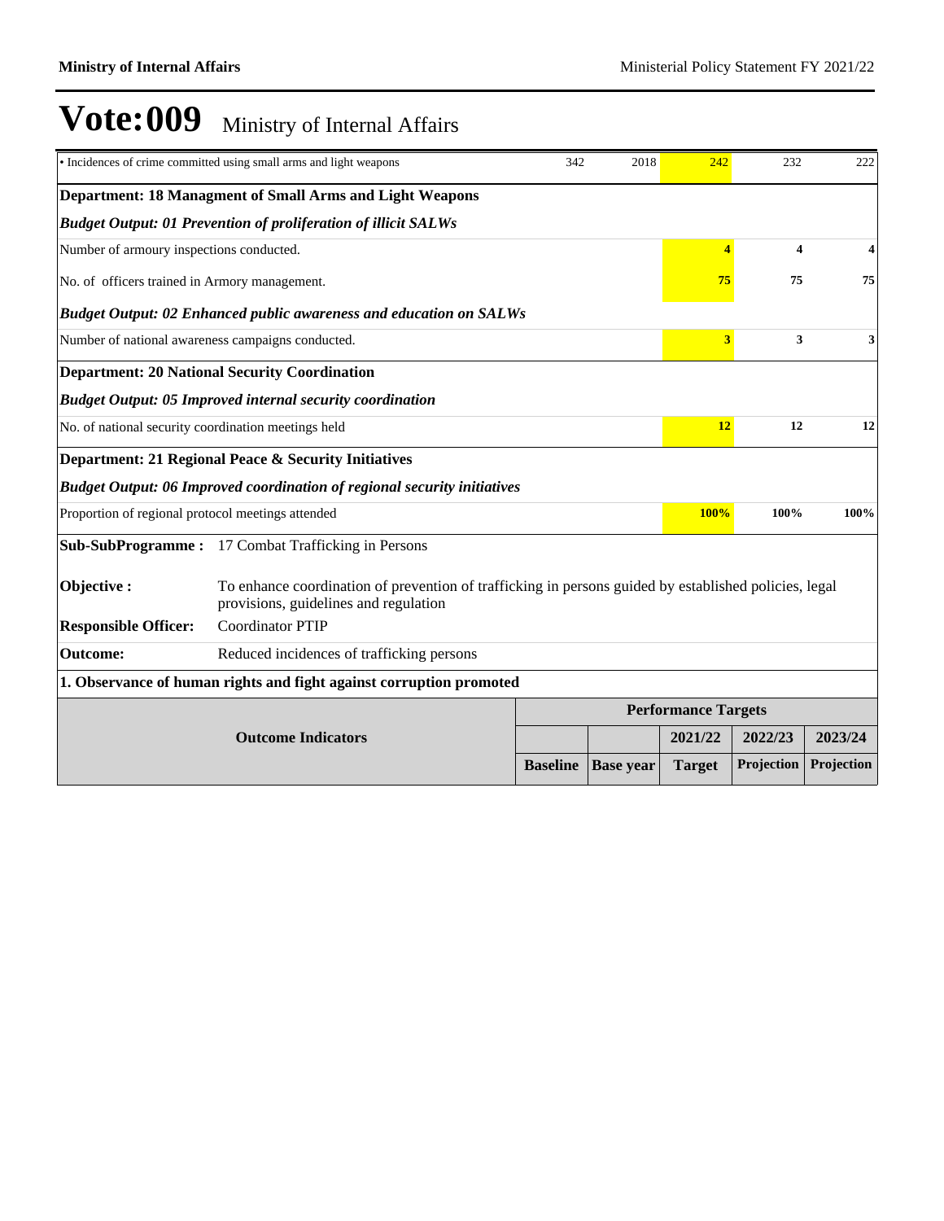# Vote:009 Ministry of Internal Affairs

| | Baseline | Base year | 2021/22 Target | 2022/23 Projection | 2023/24 Projection |
|---|---|---|---|---|---|
| • Incidences of crime committed using small arms and light weapons | 342 | 2018 | 242 | 232 | 222 |
| **Department: 18 Managment of Small Arms and Light Weapons** | | | | | |
| ***Budget Output: 01 Prevention of proliferation of illicit SALWs*** | | | | | |
| Number of armoury inspections conducted. | | | **4** | **4** | **4** |
| No. of officers trained in Armory management. | | | **75** | **75** | **75** |
| ***Budget Output: 02 Enhanced public awareness and education on SALWs*** | | | | | |
| Number of national awareness campaigns conducted. | | | **3** | **3** | **3** |
| **Department: 20 National Security Coordination** | | | | | |
| ***Budget Output: 05 Improved internal security coordination*** | | | | | |
| No. of national security coordination meetings held | | | **12** | **12** | **12** |
| **Department: 21 Regional Peace & Security Initiatives** | | | | | |
| ***Budget Output: 06 Improved coordination of regional security initiatives*** | | | | | |
| Proportion of regional protocol meetings attended | | | **100%** | **100%** | **100%** |

**Sub-SubProgramme :** 17 Combat Trafficking in Persons

**Objective :** To enhance coordination of prevention of trafficking in persons guided by established policies, legal provisions, guidelines and regulation

**Responsible Officer:** Coordinator PTIP

**Outcome:** Reduced incidences of trafficking persons

**1. Observance of human rights and fight against corruption promoted**

| Outcome Indicators | Performance Targets | | | | |
|---|---|---|---|---|---|
| | | | 2021/22 | 2022/23 | 2023/24 |
| | Baseline | Base year | Target | Projection | Projection |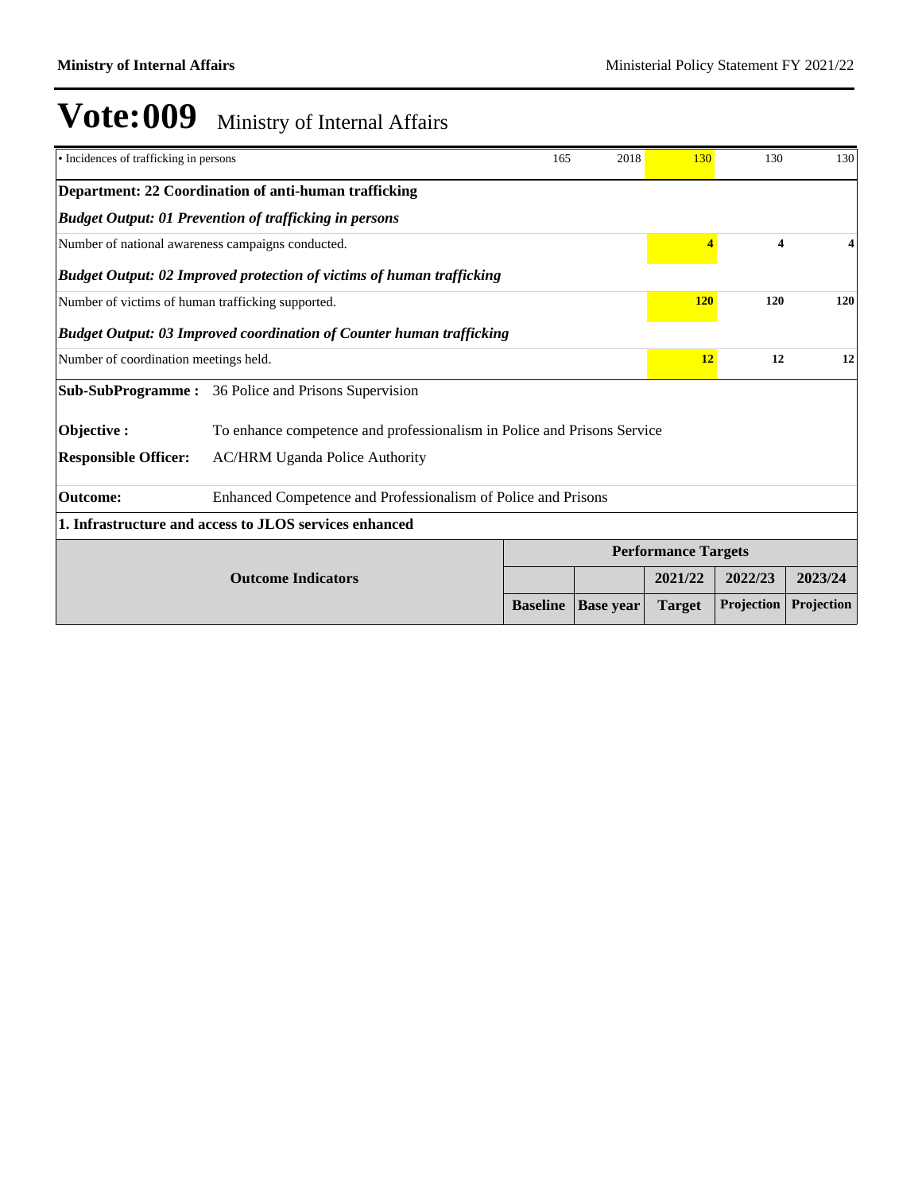# Vote:009 Ministry of Internal Affairs

| | | | | | |
|---|---|---|---|---|---|
| • Incidences of trafficking in persons | 165 | 2018 | 130 | 130 | 130 |

**Department: 22 Coordination of anti-human trafficking**

***Budget Output: 01 Prevention of trafficking in persons***

| | | | | | |
|---|---|---|---|---|---|
| Number of national awareness campaigns conducted. | | | **4** | **4** | **4** |

***Budget Output: 02 Improved protection of victims of human trafficking***

| | | | | | |
|---|---|---|---|---|---|
| Number of victims of human trafficking supported. | | | **120** | **120** | **120** |

***Budget Output: 03 Improved coordination of Counter human trafficking***

| | | | | | |
|---|---|---|---|---|---|
| Number of coordination meetings held. | | | **12** | **12** | **12** |

**Sub-SubProgramme :** 36 Police and Prisons Supervision

**Objective :** To enhance competence and professionalism in Police and Prisons Service

**Responsible Officer:** AC/HRM Uganda Police Authority

**Outcome:** Enhanced Competence and Professionalism of Police and Prisons

**1. Infrastructure and access to JLOS services enhanced**

| Outcome Indicators | Performance Targets | | | | |
|---|---|---|---|---|---|
| | | | 2021/22 | 2022/23 | 2023/24 |
| | Baseline | Base year | Target | Projection | Projection |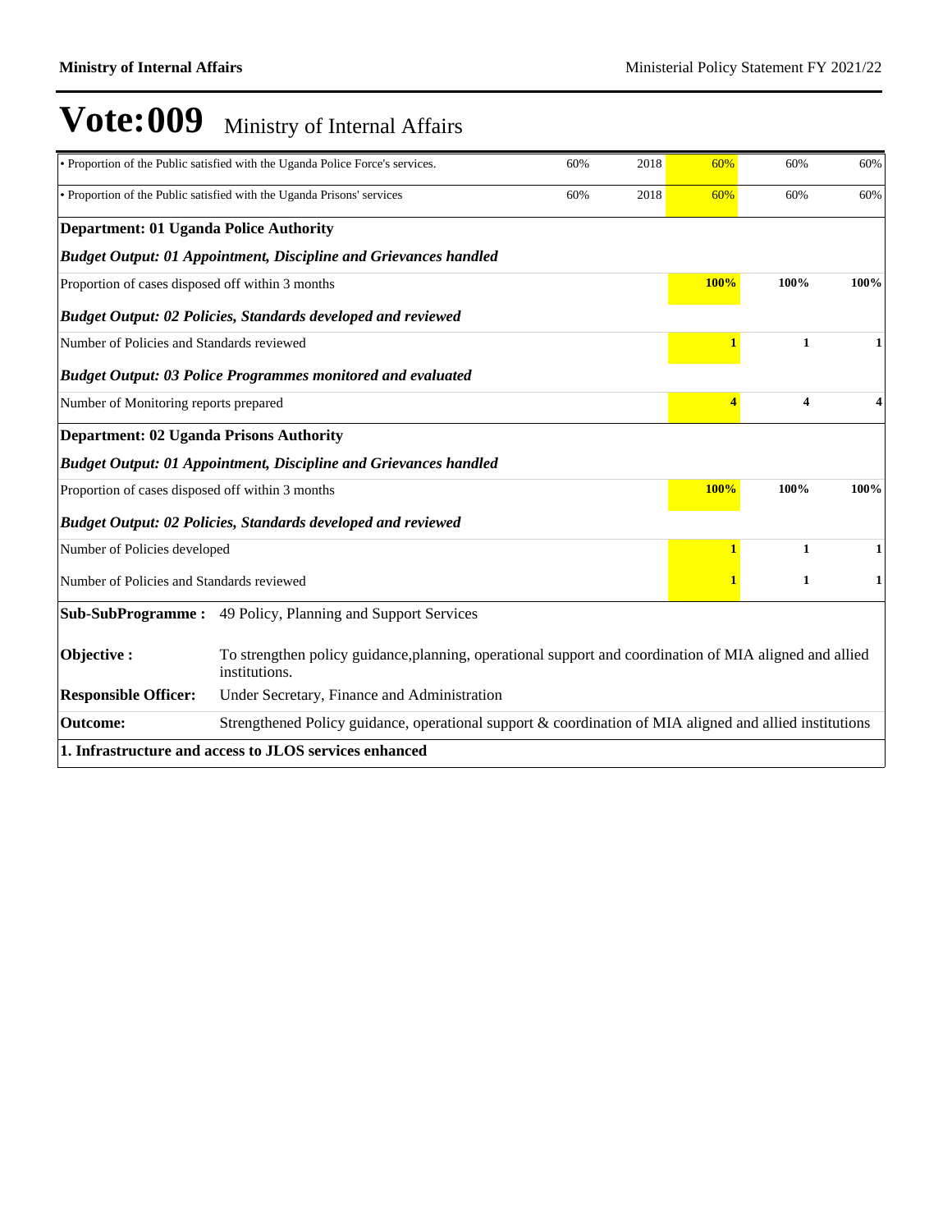# Vote:009 Ministry of Internal Affairs

| | | | | | |
|---|---|---|---|---|---|
| • Proportion of the Public satisfied with the Uganda Police Force's services. | 60% | 2018 | 60% | 60% | 60% |
| • Proportion of the Public satisfied with the Uganda Prisons' services | 60% | 2018 | 60% | 60% | 60% |
| **Department: 01 Uganda Police Authority** | | | | | |
| ***Budget Output: 01 Appointment, Discipline and Grievances handled*** | | | | | |
| Proportion of cases disposed off within 3 months | | | **100%** | **100%** | **100%** |
| ***Budget Output: 02 Policies, Standards developed and reviewed*** | | | | | |
| Number of Policies and Standards reviewed | | | **1** | **1** | **1** |
| ***Budget Output: 03 Police Programmes monitored and evaluated*** | | | | | |
| Number of Monitoring reports prepared | | | **4** | **4** | **4** |
| **Department: 02 Uganda Prisons Authority** | | | | | |
| ***Budget Output: 01 Appointment, Discipline and Grievances handled*** | | | | | |
| Proportion of cases disposed off within 3 months | | | **100%** | **100%** | **100%** |
| ***Budget Output: 02 Policies, Standards developed and reviewed*** | | | | | |
| Number of Policies developed | | | **1** | **1** | **1** |
| Number of Policies and Standards reviewed | | | **1** | **1** | **1** |

| | |
|---|---|
| **Sub-SubProgramme :** | 49 Policy, Planning and Support Services |
| **Objective :** | To strengthen policy guidance,planning, operational support and coordination of MIA aligned and allied institutions. |
| **Responsible Officer:** | Under Secretary, Finance and Administration |
| **Outcome:** | Strengthened Policy guidance, operational support & coordination of MIA aligned and allied institutions |

**1. Infrastructure and access to JLOS services enhanced**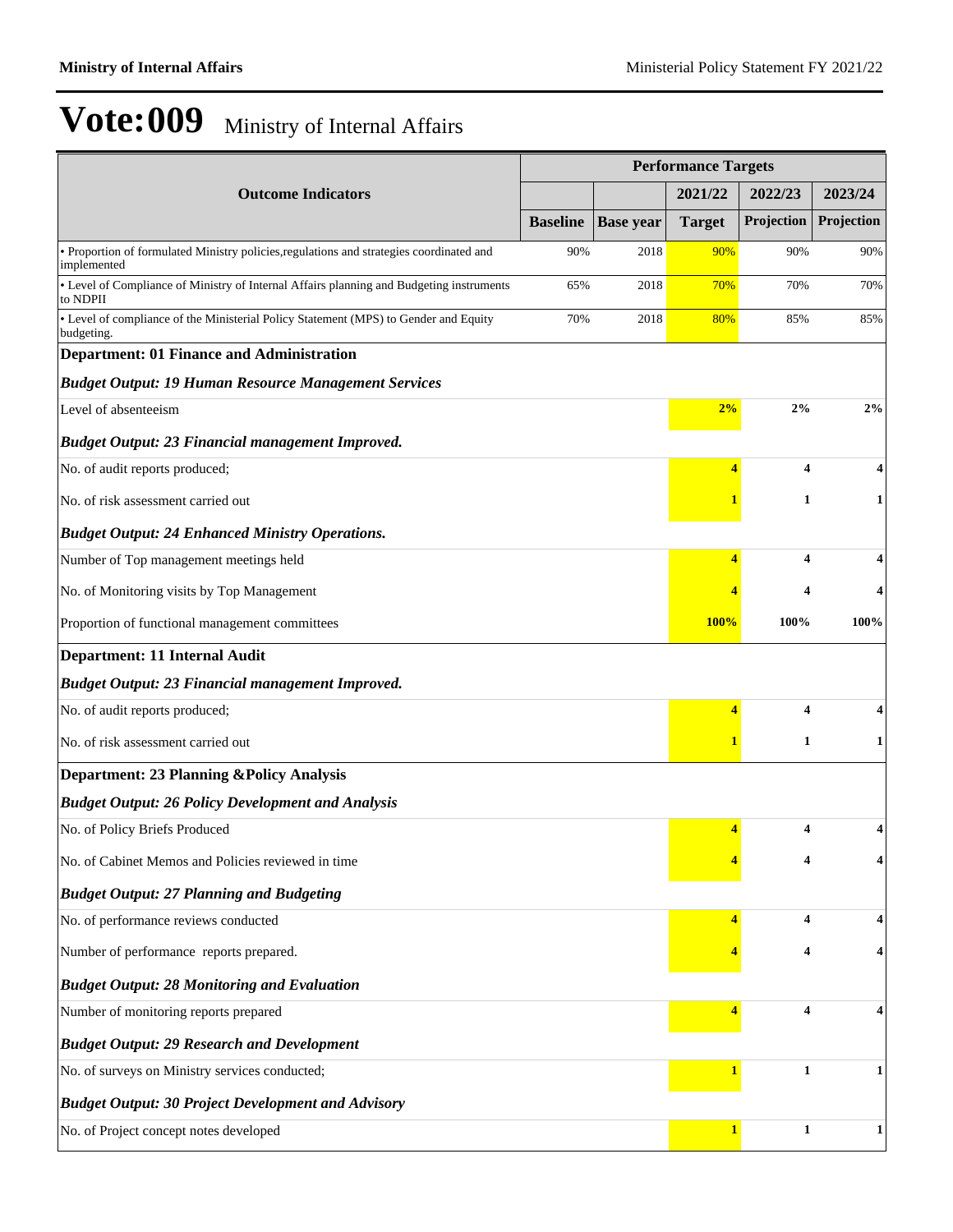# Vote:009 Ministry of Internal Affairs

| Outcome Indicators | Performance Targets | | | | |
|---|---|---|---|---|---|
| | | | 2021/22 | 2022/23 | 2023/24 |
| | Baseline | Base year | Target | Projection | Projection |
| • Proportion of formulated Ministry policies,regulations and strategies coordinated and implemented | 90% | 2018 | 90% | 90% | 90% |
| • Level of Compliance of Ministry of Internal Affairs planning and Budgeting instruments to NDPII | 65% | 2018 | 70% | 70% | 70% |
| • Level of compliance of the Ministerial Policy Statement (MPS) to Gender and Equity budgeting. | 70% | 2018 | 80% | 85% | 85% |
| **Department: 01 Finance and Administration** | | | | | |
| ***Budget Output: 19 Human Resource Management Services*** | | | | | |
| Level of absenteeism | | | **2%** | **2%** | **2%** |
| ***Budget Output: 23 Financial management Improved.*** | | | | | |
| No. of audit reports produced; | | | **4** | **4** | **4** |
| No. of risk assessment carried out | | | **1** | **1** | **1** |
| ***Budget Output: 24 Enhanced Ministry Operations.*** | | | | | |
| Number of Top management meetings held | | | **4** | **4** | **4** |
| No. of Monitoring visits by Top Management | | | **4** | **4** | **4** |
| Proportion of functional management committees | | | **100%** | **100%** | **100%** |
| **Department: 11 Internal Audit** | | | | | |
| ***Budget Output: 23 Financial management Improved.*** | | | | | |
| No. of audit reports produced; | | | **4** | **4** | **4** |
| No. of risk assessment carried out | | | **1** | **1** | **1** |
| **Department: 23 Planning &Policy Analysis** | | | | | |
| ***Budget Output: 26 Policy Development and Analysis*** | | | | | |
| No. of Policy Briefs Produced | | | **4** | **4** | **4** |
| No. of Cabinet Memos and Policies reviewed in time | | | **4** | **4** | **4** |
| ***Budget Output: 27 Planning and Budgeting*** | | | | | |
| No. of performance reviews conducted | | | **4** | **4** | **4** |
| Number of performance reports prepared. | | | **4** | **4** | **4** |
| ***Budget Output: 28 Monitoring and Evaluation*** | | | | | |
| Number of monitoring reports prepared | | | **4** | **4** | **4** |
| ***Budget Output: 29 Research and Development*** | | | | | |
| No. of surveys on Ministry services conducted; | | | **1** | **1** | **1** |
| ***Budget Output: 30 Project Development and Advisory*** | | | | | |
| No. of Project concept notes developed | | | **1** | **1** | **1** |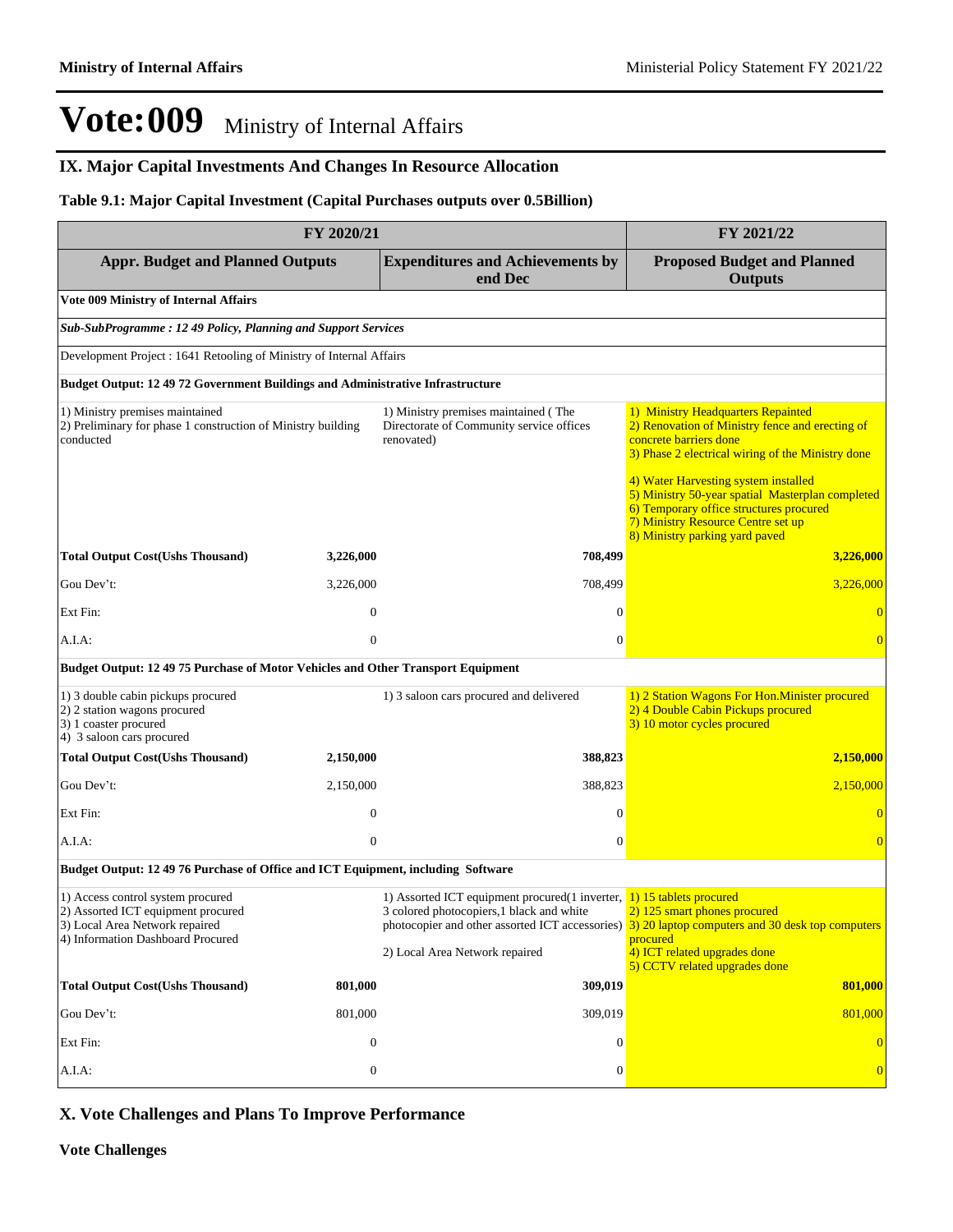# Vote:009 Ministry of Internal Affairs

## IX. Major Capital Investments And Changes In Resource Allocation

### Table 9.1: Major Capital Investment (Capital Purchases outputs over 0.5Billion)

| FY 2020/21 | | | FY 2021/22 |
|---|---|---|---|
| **Appr. Budget and Planned Outputs** | | **Expenditures and Achievements by end Dec** | **Proposed Budget and Planned Outputs** |
| **Vote 009 Ministry of Internal Affairs** | | | |
| ***Sub-SubProgramme : 12 49 Policy, Planning and Support Services*** | | | |
| Development Project : 1641 Retooling of Ministry of Internal Affairs | | | |
| **Budget Output: 12 49 72 Government Buildings and Administrative Infrastructure** | | | |
| 1) Ministry premises maintained<br>2) Preliminary for phase 1 construction of Ministry building conducted | | 1) Ministry premises maintained ( The Directorate of Community service offices renovated) | 1) Ministry Headquarters Repainted<br>2) Renovation of Ministry fence and erecting of concrete barriers done<br>3) Phase 2 electrical wiring of the Ministry done<br>4) Water Harvesting system installed<br>5) Ministry 50-year spatial Masterplan completed<br>6) Temporary office structures procured<br>7) Ministry Resource Centre set up<br>8) Ministry parking yard paved |
| **Total Output Cost(Ushs Thousand)** | **3,226,000** | **708,499** | **3,226,000** |
| Gou Dev't: | 3,226,000 | 708,499 | 3,226,000 |
| Ext Fin: | 0 | 0 | 0 |
| A.I.A: | 0 | 0 | 0 |
| **Budget Output: 12 49 75 Purchase of Motor Vehicles and Other Transport Equipment** | | | |
| 1) 3 double cabin pickups procured<br>2) 2 station wagons procured<br>3) 1 coaster procured<br>4) 3 saloon cars procured | | 1) 3 saloon cars procured and delivered | 1) 2 Station Wagons For Hon.Minister procured<br>2) 4 Double Cabin Pickups procured<br>3) 10 motor cycles procured |
| **Total Output Cost(Ushs Thousand)** | **2,150,000** | **388,823** | **2,150,000** |
| Gou Dev't: | 2,150,000 | 388,823 | 2,150,000 |
| Ext Fin: | 0 | 0 | 0 |
| A.I.A: | 0 | 0 | 0 |
| **Budget Output: 12 49 76 Purchase of Office and ICT Equipment, including Software** | | | |
| 1) Access control system procured<br>2) Assorted ICT equipment procured<br>3) Local Area Network repaired<br>4) Information Dashboard Procured | | 1) Assorted ICT equipment procured(1 inverter, 3 colored photocopiers,1 black and white photocopier and other assorted ICT accessories)<br>2) Local Area Network repaired | 1) 15 tablets procured<br>2) 125 smart phones procured<br>3) 20 laptop computers and 30 desk top computers procured<br>4) ICT related upgrades done<br>5) CCTV related upgrades done |
| **Total Output Cost(Ushs Thousand)** | **801,000** | **309,019** | **801,000** |
| Gou Dev't: | 801,000 | 309,019 | 801,000 |
| Ext Fin: | 0 | 0 | 0 |
| A.I.A: | 0 | 0 | 0 |

## X. Vote Challenges and Plans To Improve Performance

**Vote Challenges**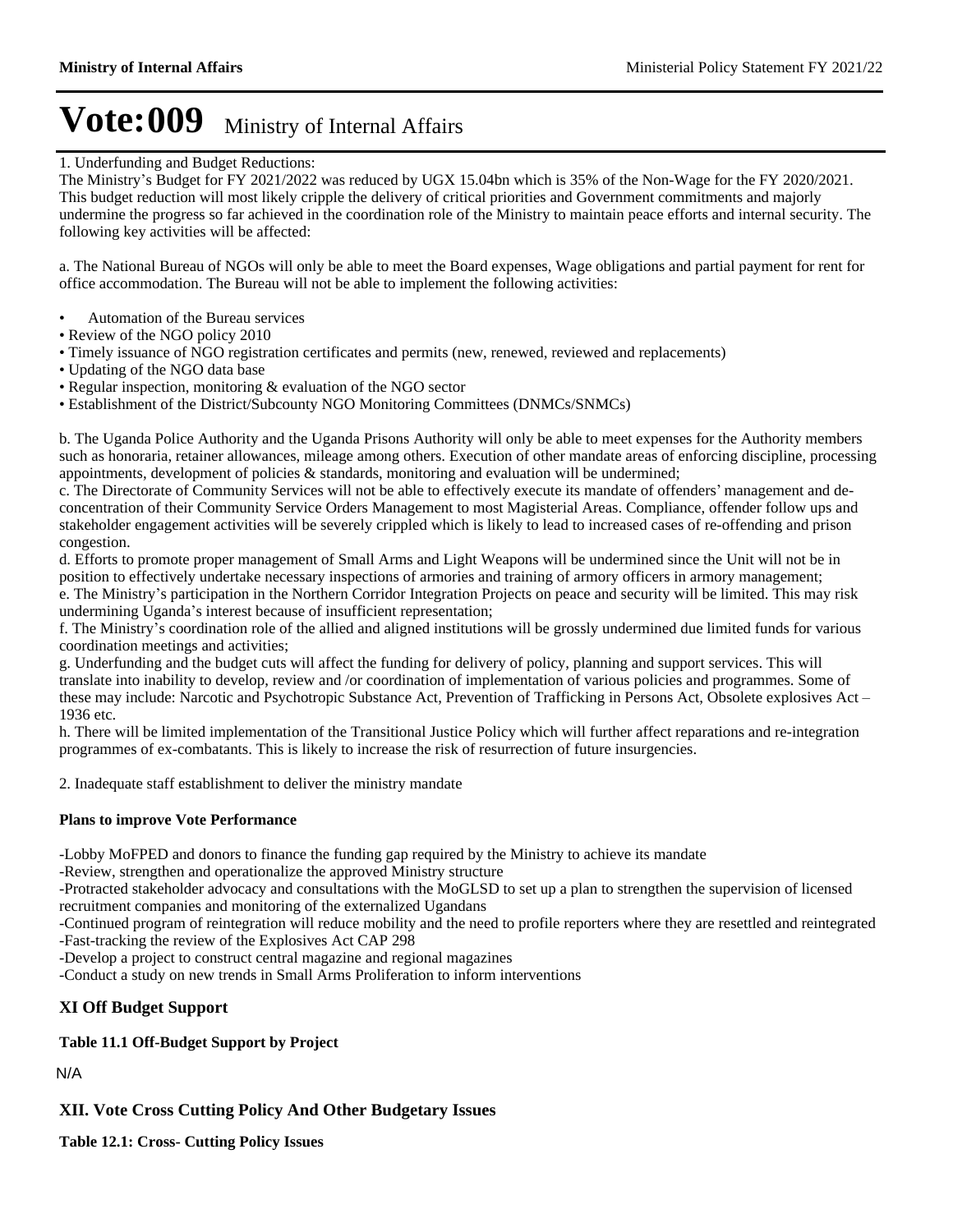# Vote:009 Ministry of Internal Affairs

1. Underfunding and Budget Reductions:
The Ministry's Budget for FY 2021/2022 was reduced by UGX 15.04bn which is 35% of the Non-Wage for the FY 2020/2021. This budget reduction will most likely cripple the delivery of critical priorities and Government commitments and majorly undermine the progress so far achieved in the coordination role of the Ministry to maintain peace efforts and internal security. The following key activities will be affected:

a. The National Bureau of NGOs will only be able to meet the Board expenses, Wage obligations and partial payment for rent for office accommodation. The Bureau will not be able to implement the following activities:

- Automation of the Bureau services
- Review of the NGO policy 2010
- Timely issuance of NGO registration certificates and permits (new, renewed, reviewed and replacements)
- Updating of the NGO data base
- Regular inspection, monitoring & evaluation of the NGO sector
- Establishment of the District/Subcounty NGO Monitoring Committees (DNMCs/SNMCs)

b. The Uganda Police Authority and the Uganda Prisons Authority will only be able to meet expenses for the Authority members such as honoraria, retainer allowances, mileage among others. Execution of other mandate areas of enforcing discipline, processing appointments, development of policies & standards, monitoring and evaluation will be undermined;
c. The Directorate of Community Services will not be able to effectively execute its mandate of offenders' management and de-concentration of their Community Service Orders Management to most Magisterial Areas. Compliance, offender follow ups and stakeholder engagement activities will be severely crippled which is likely to lead to increased cases of re-offending and prison congestion.
d. Efforts to promote proper management of Small Arms and Light Weapons will be undermined since the Unit will not be in position to effectively undertake necessary inspections of armories and training of armory officers in armory management;
e. The Ministry's participation in the Northern Corridor Integration Projects on peace and security will be limited. This may risk undermining Uganda's interest because of insufficient representation;
f. The Ministry's coordination role of the allied and aligned institutions will be grossly undermined due limited funds for various coordination meetings and activities;
g. Underfunding and the budget cuts will affect the funding for delivery of policy, planning and support services. This will translate into inability to develop, review and /or coordination of implementation of various policies and programmes. Some of these may include: Narcotic and Psychotropic Substance Act, Prevention of Trafficking in Persons Act, Obsolete explosives Act – 1936 etc.
h. There will be limited implementation of the Transitional Justice Policy which will further affect reparations and re-integration programmes of ex-combatants. This is likely to increase the risk of resurrection of future insurgencies.

2. Inadequate staff establishment to deliver the ministry mandate

**Plans to improve Vote Performance**

-Lobby MoFPED and donors to finance the funding gap required by the Ministry to achieve its mandate
-Review, strengthen and operationalize the approved Ministry structure
-Protracted stakeholder advocacy and consultations with the MoGLSD to set up a plan to strengthen the supervision of licensed recruitment companies and monitoring of the externalized Ugandans
-Continued program of reintegration will reduce mobility and the need to profile reporters where they are resettled and reintegrated
-Fast-tracking the review of the Explosives Act CAP 298
-Develop a project to construct central magazine and regional magazines
-Conduct a study on new trends in Small Arms Proliferation to inform interventions

## XI Off Budget Support

**Table 11.1 Off-Budget Support by Project**

N/A

## XII. Vote Cross Cutting Policy And Other Budgetary Issues

**Table 12.1: Cross- Cutting Policy Issues**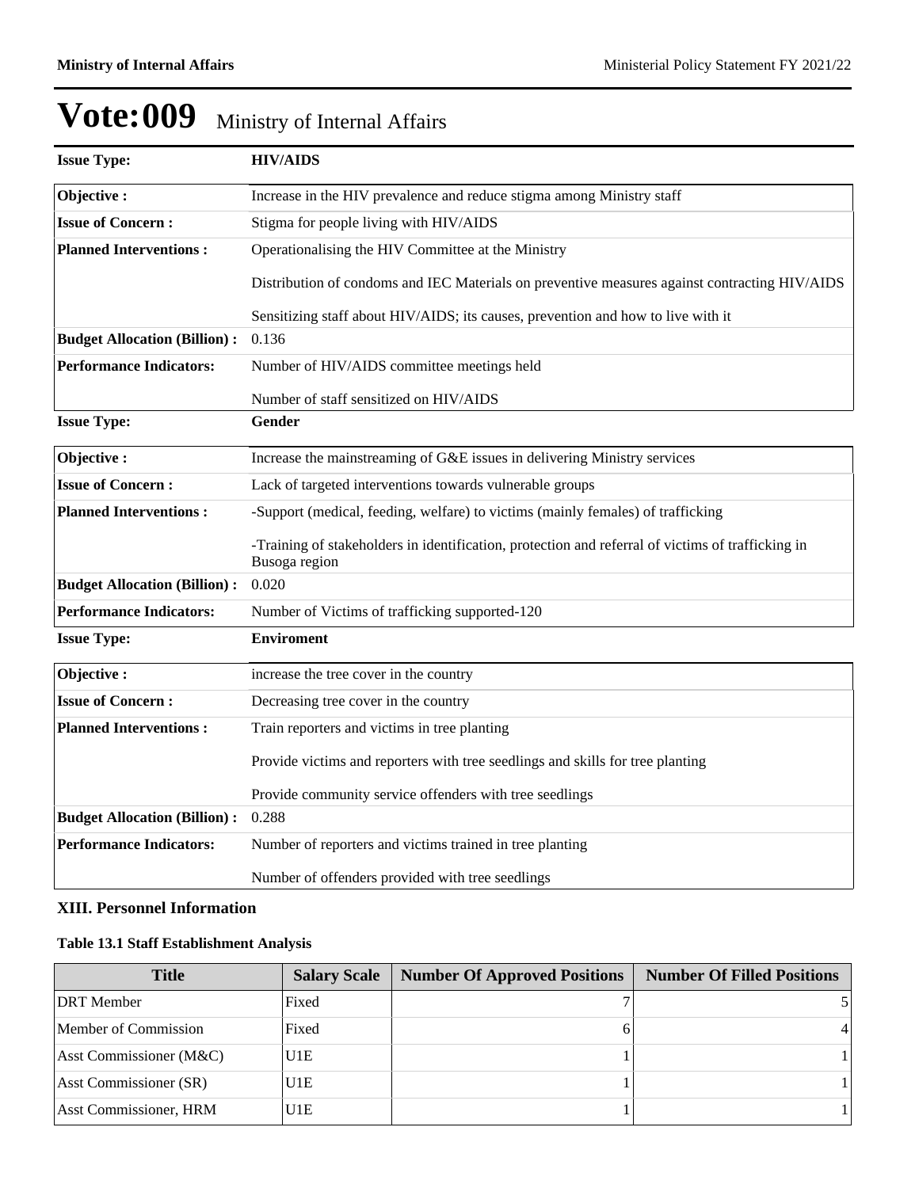# Vote:009 Ministry of Internal Affairs

| Issue Type: | HIV/AIDS |
|---|---|
| Objective : | Increase in the HIV prevalence and reduce stigma among Ministry staff |
| Issue of Concern : | Stigma for people living with HIV/AIDS |
| Planned Interventions : | Operationalising the HIV Committee at the Ministry<br><br>Distribution of condoms and IEC Materials on preventive measures against contracting HIV/AIDS<br><br>Sensitizing staff about HIV/AIDS; its causes, prevention and how to live with it |
| Budget Allocation (Billion) : | 0.136 |
| Performance Indicators: | Number of HIV/AIDS committee meetings held<br><br>Number of staff sensitized on HIV/AIDS |

| Issue Type: | Gender |
|---|---|
| Objective : | Increase the mainstreaming of G&E issues in delivering Ministry services |
| Issue of Concern : | Lack of targeted interventions towards vulnerable groups |
| Planned Interventions : | -Support (medical, feeding, welfare) to victims (mainly females) of trafficking<br><br>-Training of stakeholders in identification, protection and referral of victims of trafficking in Busoga region |
| Budget Allocation (Billion) : | 0.020 |
| Performance Indicators: | Number of Victims of trafficking supported-120 |

| Issue Type: | Enviroment |
|---|---|
| Objective : | increase the tree cover in the country |
| Issue of Concern : | Decreasing tree cover in the country |
| Planned Interventions : | Train reporters and victims in tree planting<br><br>Provide victims and reporters with tree seedlings and skills for tree planting<br><br>Provide community service offenders with tree seedlings |
| Budget Allocation (Billion) : | 0.288 |
| Performance Indicators: | Number of reporters and victims trained in tree planting<br><br>Number of offenders provided with tree seedlings |

## XIII. Personnel Information

### Table 13.1 Staff Establishment Analysis

| Title | Salary Scale | Number Of Approved Positions | Number Of Filled Positions |
|---|---|---|---|
| DRT Member | Fixed | 7 | 5 |
| Member of Commission | Fixed | 6 | 4 |
| Asst Commissioner (M&C) | U1E | 1 | 1 |
| Asst Commissioner (SR) | U1E | 1 | 1 |
| Asst Commissioner, HRM | U1E | 1 | 1 |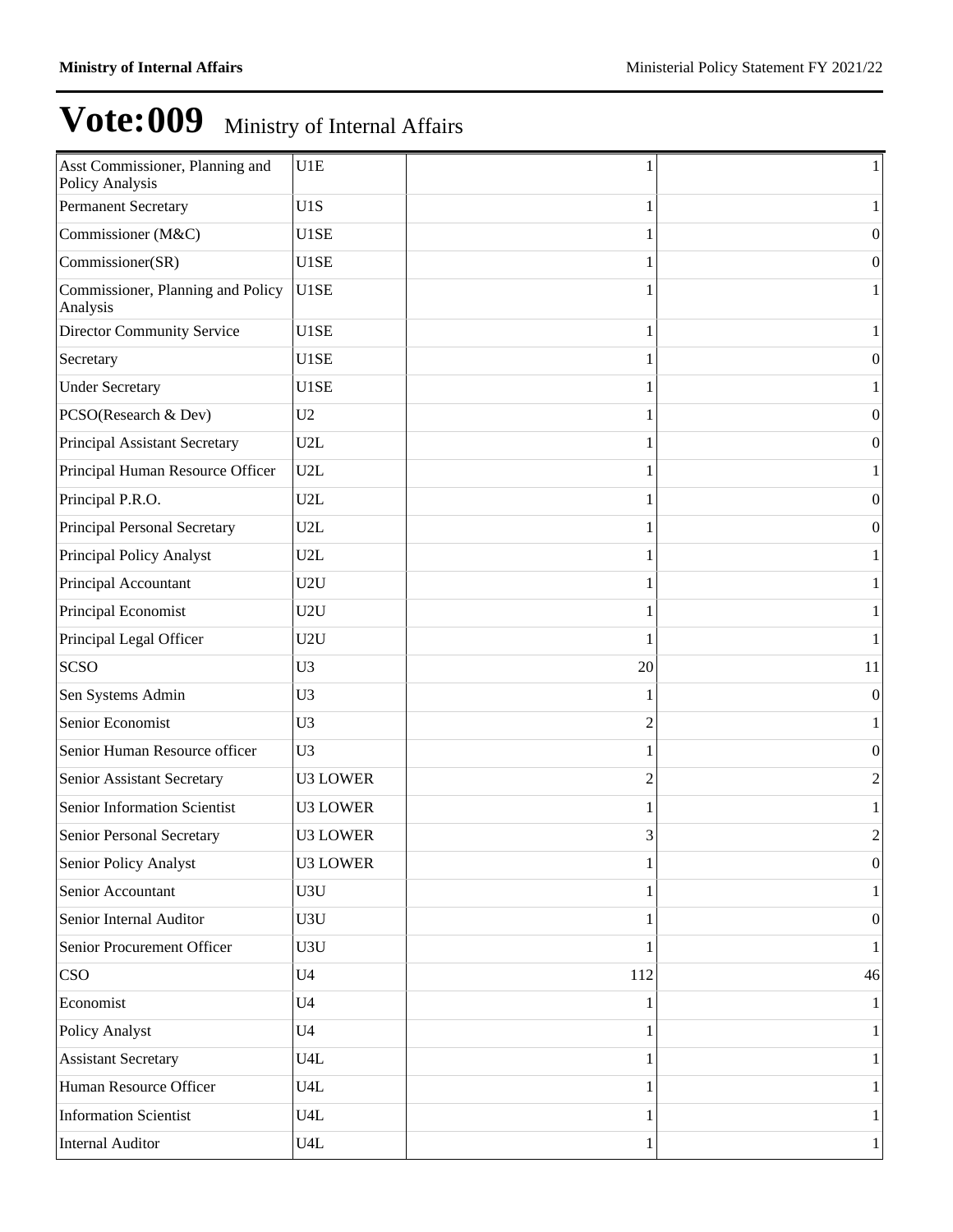# Vote:009 Ministry of Internal Affairs

| | | | |
|---|---|---|---|
| Asst Commissioner, Planning and Policy Analysis | U1E | 1 | 1 |
| Permanent Secretary | U1S | 1 | 1 |
| Commissioner (M&C) | U1SE | 1 | 0 |
| Commissioner(SR) | U1SE | 1 | 0 |
| Commissioner, Planning and Policy Analysis | U1SE | 1 | 1 |
| Director Community Service | U1SE | 1 | 1 |
| Secretary | U1SE | 1 | 0 |
| Under Secretary | U1SE | 1 | 1 |
| PCSO(Research & Dev) | U2 | 1 | 0 |
| Principal Assistant Secretary | U2L | 1 | 0 |
| Principal Human Resource Officer | U2L | 1 | 1 |
| Principal P.R.O. | U2L | 1 | 0 |
| Principal Personal Secretary | U2L | 1 | 0 |
| Principal Policy Analyst | U2L | 1 | 1 |
| Principal Accountant | U2U | 1 | 1 |
| Principal Economist | U2U | 1 | 1 |
| Principal Legal Officer | U2U | 1 | 1 |
| SCSO | U3 | 20 | 11 |
| Sen Systems Admin | U3 | 1 | 0 |
| Senior Economist | U3 | 2 | 1 |
| Senior Human Resource officer | U3 | 1 | 0 |
| Senior Assistant Secretary | U3 LOWER | 2 | 2 |
| Senior Information Scientist | U3 LOWER | 1 | 1 |
| Senior Personal Secretary | U3 LOWER | 3 | 2 |
| Senior Policy Analyst | U3 LOWER | 1 | 0 |
| Senior Accountant | U3U | 1 | 1 |
| Senior Internal Auditor | U3U | 1 | 0 |
| Senior Procurement Officer | U3U | 1 | 1 |
| CSO | U4 | 112 | 46 |
| Economist | U4 | 1 | 1 |
| Policy Analyst | U4 | 1 | 1 |
| Assistant Secretary | U4L | 1 | 1 |
| Human Resource Officer | U4L | 1 | 1 |
| Information Scientist | U4L | 1 | 1 |
| Internal Auditor | U4L | 1 | 1 |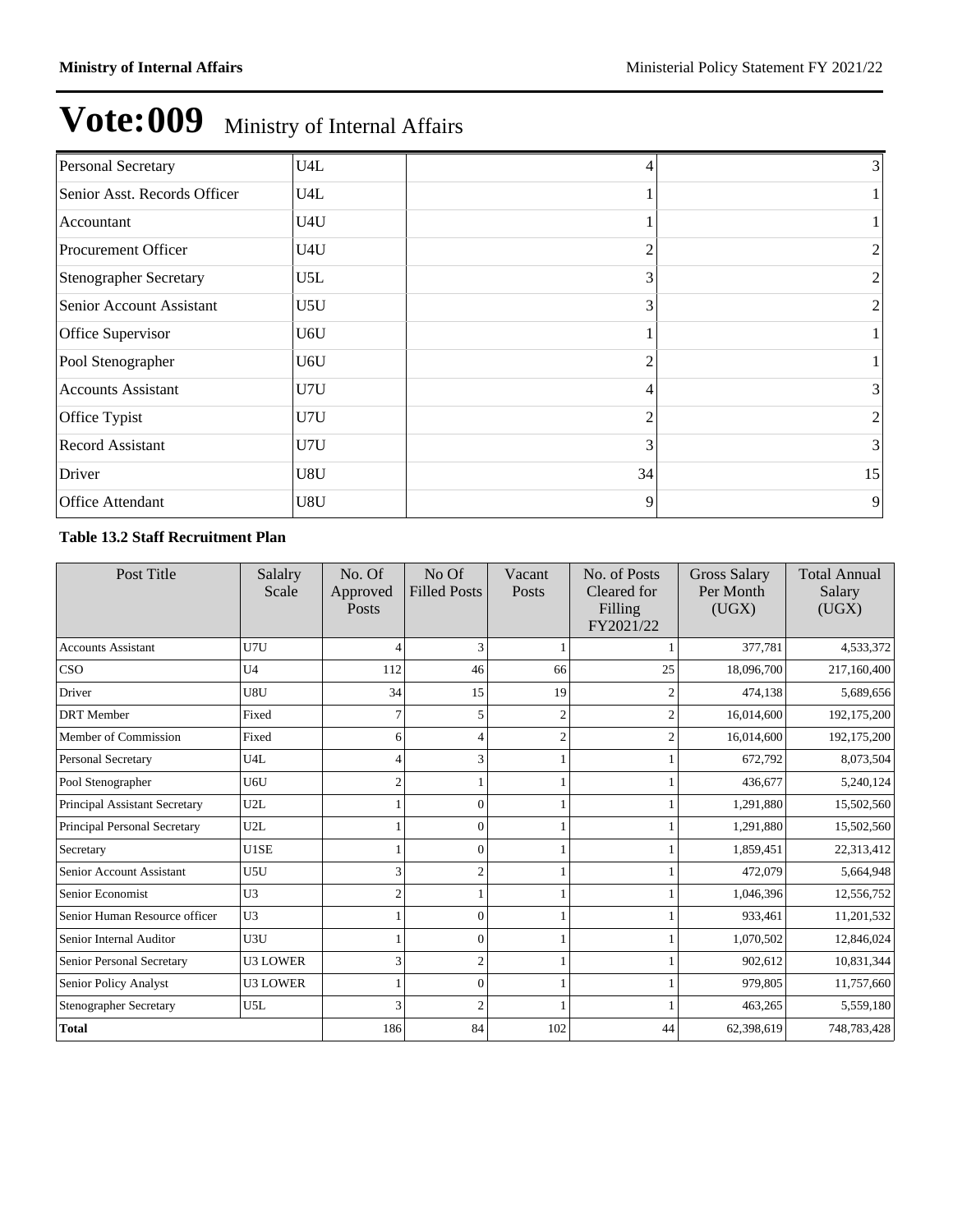# Vote:009 Ministry of Internal Affairs

| | | | |
|---|---|---|---|
| Personal Secretary | U4L | 4 | 3 |
| Senior Asst. Records Officer | U4L | 1 | 1 |
| Accountant | U4U | 1 | 1 |
| Procurement Officer | U4U | 2 | 2 |
| Stenographer Secretary | U5L | 3 | 2 |
| Senior Account Assistant | U5U | 3 | 2 |
| Office Supervisor | U6U | 1 | 1 |
| Pool Stenographer | U6U | 2 | 1 |
| Accounts Assistant | U7U | 4 | 3 |
| Office Typist | U7U | 2 | 2 |
| Record Assistant | U7U | 3 | 3 |
| Driver | U8U | 34 | 15 |
| Office Attendant | U8U | 9 | 9 |

**Table 13.2 Staff Recruitment Plan**

| Post Title | Salalry Scale | No. Of Approved Posts | No Of Filled Posts | Vacant Posts | No. of Posts Cleared for Filling FY2021/22 | Gross Salary Per Month (UGX) | Total Annual Salary (UGX) |
|---|---|---|---|---|---|---|---|
| Accounts Assistant | U7U | 4 | 3 | 1 | 1 | 377,781 | 4,533,372 |
| CSO | U4 | 112 | 46 | 66 | 25 | 18,096,700 | 217,160,400 |
| Driver | U8U | 34 | 15 | 19 | 2 | 474,138 | 5,689,656 |
| DRT Member | Fixed | 7 | 5 | 2 | 2 | 16,014,600 | 192,175,200 |
| Member of Commission | Fixed | 6 | 4 | 2 | 2 | 16,014,600 | 192,175,200 |
| Personal Secretary | U4L | 4 | 3 | 1 | 1 | 672,792 | 8,073,504 |
| Pool Stenographer | U6U | 2 | 1 | 1 | 1 | 436,677 | 5,240,124 |
| Principal Assistant Secretary | U2L | 1 | 0 | 1 | 1 | 1,291,880 | 15,502,560 |
| Principal Personal Secretary | U2L | 1 | 0 | 1 | 1 | 1,291,880 | 15,502,560 |
| Secretary | U1SE | 1 | 0 | 1 | 1 | 1,859,451 | 22,313,412 |
| Senior Account Assistant | U5U | 3 | 2 | 1 | 1 | 472,079 | 5,664,948 |
| Senior Economist | U3 | 2 | 1 | 1 | 1 | 1,046,396 | 12,556,752 |
| Senior Human Resource officer | U3 | 1 | 0 | 1 | 1 | 933,461 | 11,201,532 |
| Senior Internal Auditor | U3U | 1 | 0 | 1 | 1 | 1,070,502 | 12,846,024 |
| Senior Personal Secretary | U3 LOWER | 3 | 2 | 1 | 1 | 902,612 | 10,831,344 |
| Senior Policy Analyst | U3 LOWER | 1 | 0 | 1 | 1 | 979,805 | 11,757,660 |
| Stenographer Secretary | U5L | 3 | 2 | 1 | 1 | 463,265 | 5,559,180 |
| **Total** | | 186 | 84 | 102 | 44 | 62,398,619 | 748,783,428 |